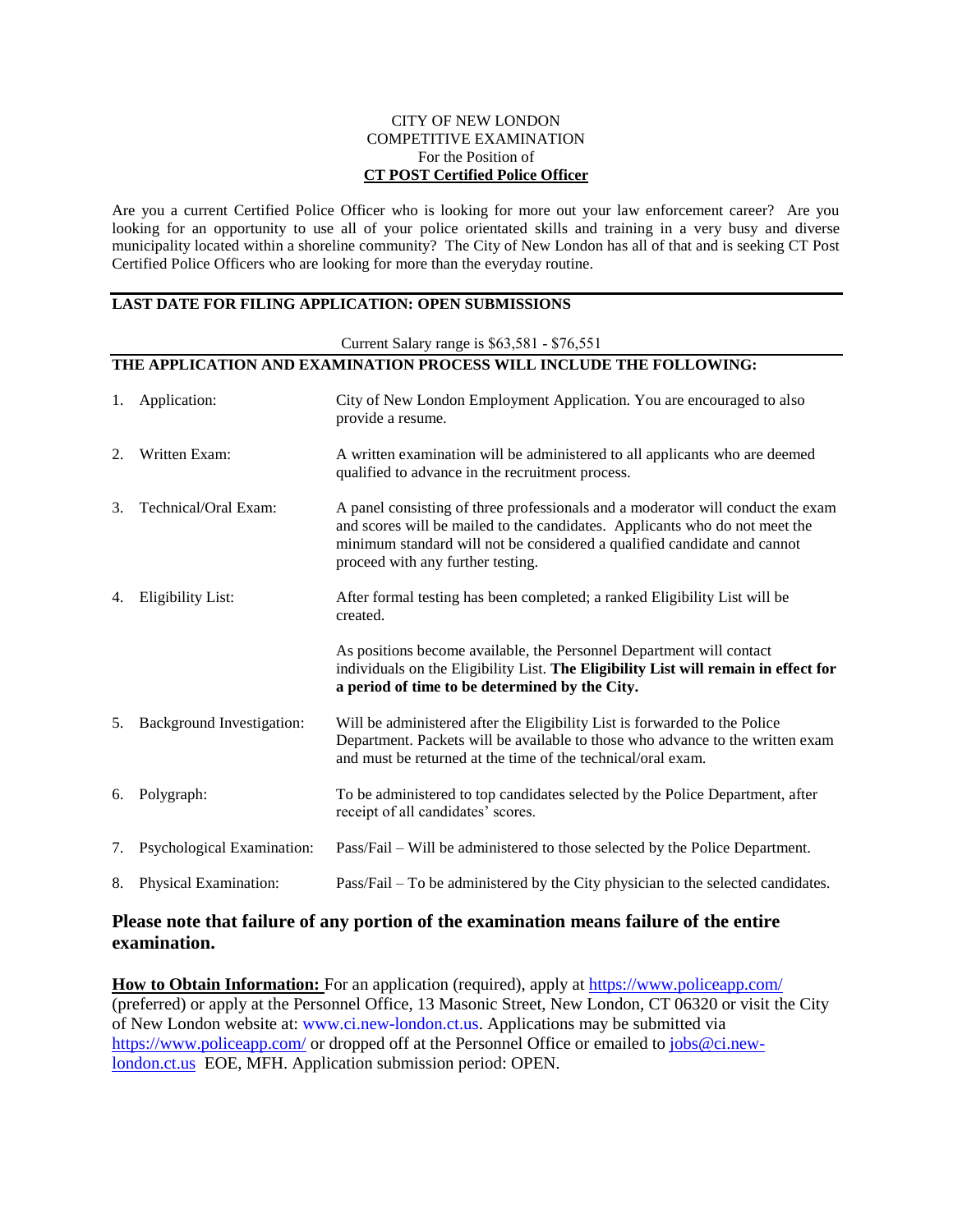CITY OF NEW LONDON
COMPETITIVE EXAMINATION
For the Position of
**CT POST Certified Police Officer**

Are you a current Certified Police Officer who is looking for more out your law enforcement career? Are you looking for an opportunity to use all of your police orientated skills and training in a very busy and diverse municipality located within a shoreline community? The City of New London has all of that and is seeking CT Post Certified Police Officers who are looking for more than the everyday routine.

**LAST DATE FOR FILING APPLICATION: OPEN SUBMISSIONS**

Current Salary range is $63,581 - $76,551

**THE APPLICATION AND EXAMINATION PROCESS WILL INCLUDE THE FOLLOWING:**

1. Application: City of New London Employment Application. You are encouraged to also provide a resume.

2. Written Exam: A written examination will be administered to all applicants who are deemed qualified to advance in the recruitment process.

3. Technical/Oral Exam: A panel consisting of three professionals and a moderator will conduct the exam and scores will be mailed to the candidates. Applicants who do not meet the minimum standard will not be considered a qualified candidate and cannot proceed with any further testing.

4. Eligibility List: After formal testing has been completed; a ranked Eligibility List will be created.

   As positions become available, the Personnel Department will contact individuals on the Eligibility List. **The Eligibility List will remain in effect for a period of time to be determined by the City.**

5. Background Investigation: Will be administered after the Eligibility List is forwarded to the Police Department. Packets will be available to those who advance to the written exam and must be returned at the time of the technical/oral exam.

6. Polygraph: To be administered to top candidates selected by the Police Department, after receipt of all candidates' scores.

7. Psychological Examination: Pass/Fail – Will be administered to those selected by the Police Department.

8. Physical Examination: Pass/Fail – To be administered by the City physician to the selected candidates.

## Please note that failure of any portion of the examination means failure of the entire examination.

**How to Obtain Information:** For an application (required), apply at https://www.policeapp.com/ (preferred) or apply at the Personnel Office, 13 Masonic Street, New London, CT 06320 or visit the City of New London website at: www.ci.new-london.ct.us. Applications may be submitted via https://www.policeapp.com/ or dropped off at the Personnel Office or emailed to jobs@ci.new-london.ct.us EOE, MFH. Application submission period: OPEN.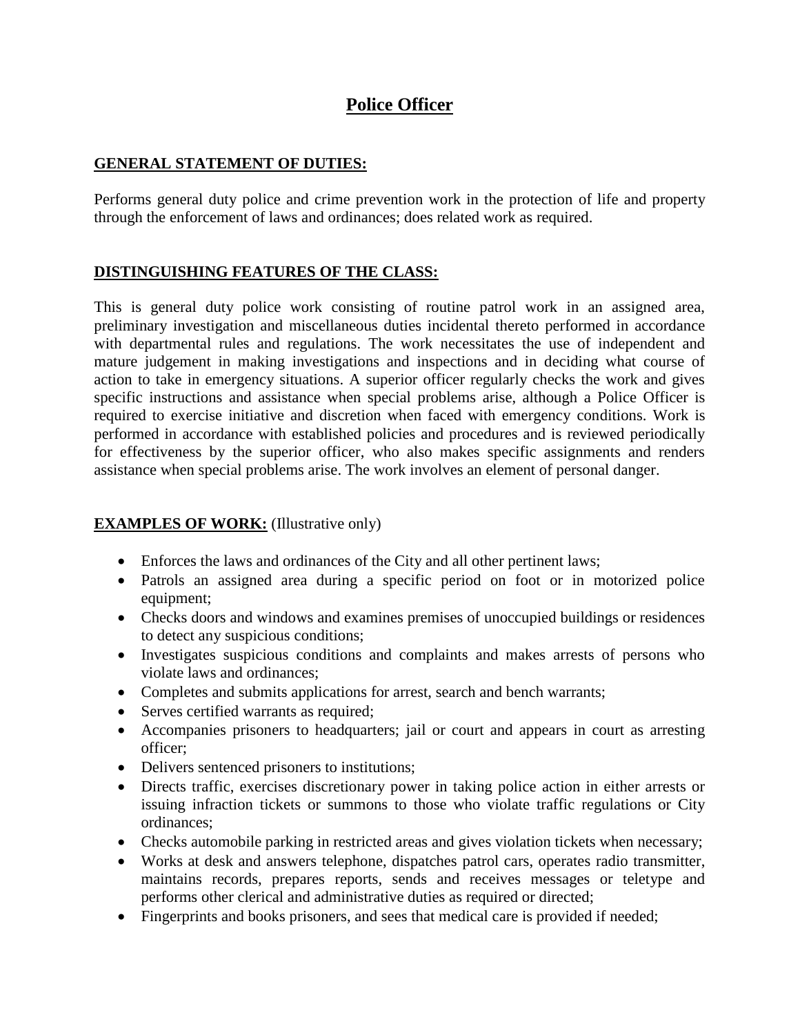# Police Officer

## GENERAL STATEMENT OF DUTIES:

Performs general duty police and crime prevention work in the protection of life and property through the enforcement of laws and ordinances; does related work as required.

## DISTINGUISHING FEATURES OF THE CLASS:

This is general duty police work consisting of routine patrol work in an assigned area, preliminary investigation and miscellaneous duties incidental thereto performed in accordance with departmental rules and regulations. The work necessitates the use of independent and mature judgement in making investigations and inspections and in deciding what course of action to take in emergency situations. A superior officer regularly checks the work and gives specific instructions and assistance when special problems arise, although a Police Officer is required to exercise initiative and discretion when faced with emergency conditions. Work is performed in accordance with established policies and procedures and is reviewed periodically for effectiveness by the superior officer, who also makes specific assignments and renders assistance when special problems arise. The work involves an element of personal danger.

## EXAMPLES OF WORK: (Illustrative only)

- Enforces the laws and ordinances of the City and all other pertinent laws;
- Patrols an assigned area during a specific period on foot or in motorized police equipment;
- Checks doors and windows and examines premises of unoccupied buildings or residences to detect any suspicious conditions;
- Investigates suspicious conditions and complaints and makes arrests of persons who violate laws and ordinances;
- Completes and submits applications for arrest, search and bench warrants;
- Serves certified warrants as required;
- Accompanies prisoners to headquarters; jail or court and appears in court as arresting officer;
- Delivers sentenced prisoners to institutions;
- Directs traffic, exercises discretionary power in taking police action in either arrests or issuing infraction tickets or summons to those who violate traffic regulations or City ordinances;
- Checks automobile parking in restricted areas and gives violation tickets when necessary;
- Works at desk and answers telephone, dispatches patrol cars, operates radio transmitter, maintains records, prepares reports, sends and receives messages or teletype and performs other clerical and administrative duties as required or directed;
- Fingerprints and books prisoners, and sees that medical care is provided if needed;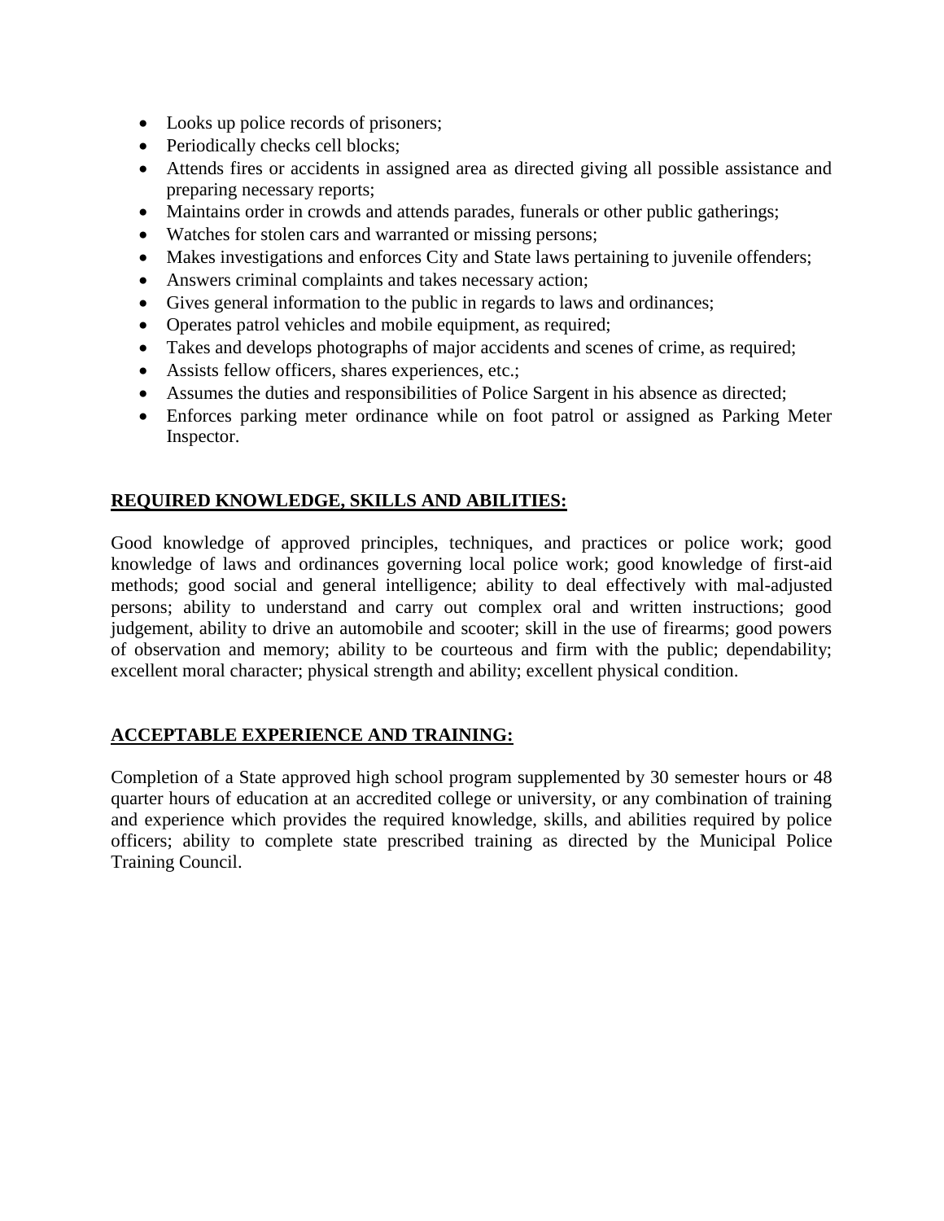- Looks up police records of prisoners;
- Periodically checks cell blocks;
- Attends fires or accidents in assigned area as directed giving all possible assistance and preparing necessary reports;
- Maintains order in crowds and attends parades, funerals or other public gatherings;
- Watches for stolen cars and warranted or missing persons;
- Makes investigations and enforces City and State laws pertaining to juvenile offenders;
- Answers criminal complaints and takes necessary action;
- Gives general information to the public in regards to laws and ordinances;
- Operates patrol vehicles and mobile equipment, as required;
- Takes and develops photographs of major accidents and scenes of crime, as required;
- Assists fellow officers, shares experiences, etc.;
- Assumes the duties and responsibilities of Police Sargent in his absence as directed;
- Enforces parking meter ordinance while on foot patrol or assigned as Parking Meter Inspector.

## REQUIRED KNOWLEDGE, SKILLS AND ABILITIES:

Good knowledge of approved principles, techniques, and practices or police work; good knowledge of laws and ordinances governing local police work; good knowledge of first-aid methods; good social and general intelligence; ability to deal effectively with mal-adjusted persons; ability to understand and carry out complex oral and written instructions; good judgement, ability to drive an automobile and scooter; skill in the use of firearms; good powers of observation and memory; ability to be courteous and firm with the public; dependability; excellent moral character; physical strength and ability; excellent physical condition.

## ACCEPTABLE EXPERIENCE AND TRAINING:

Completion of a State approved high school program supplemented by 30 semester hours or 48 quarter hours of education at an accredited college or university, or any combination of training and experience which provides the required knowledge, skills, and abilities required by police officers; ability to complete state prescribed training as directed by the Municipal Police Training Council.